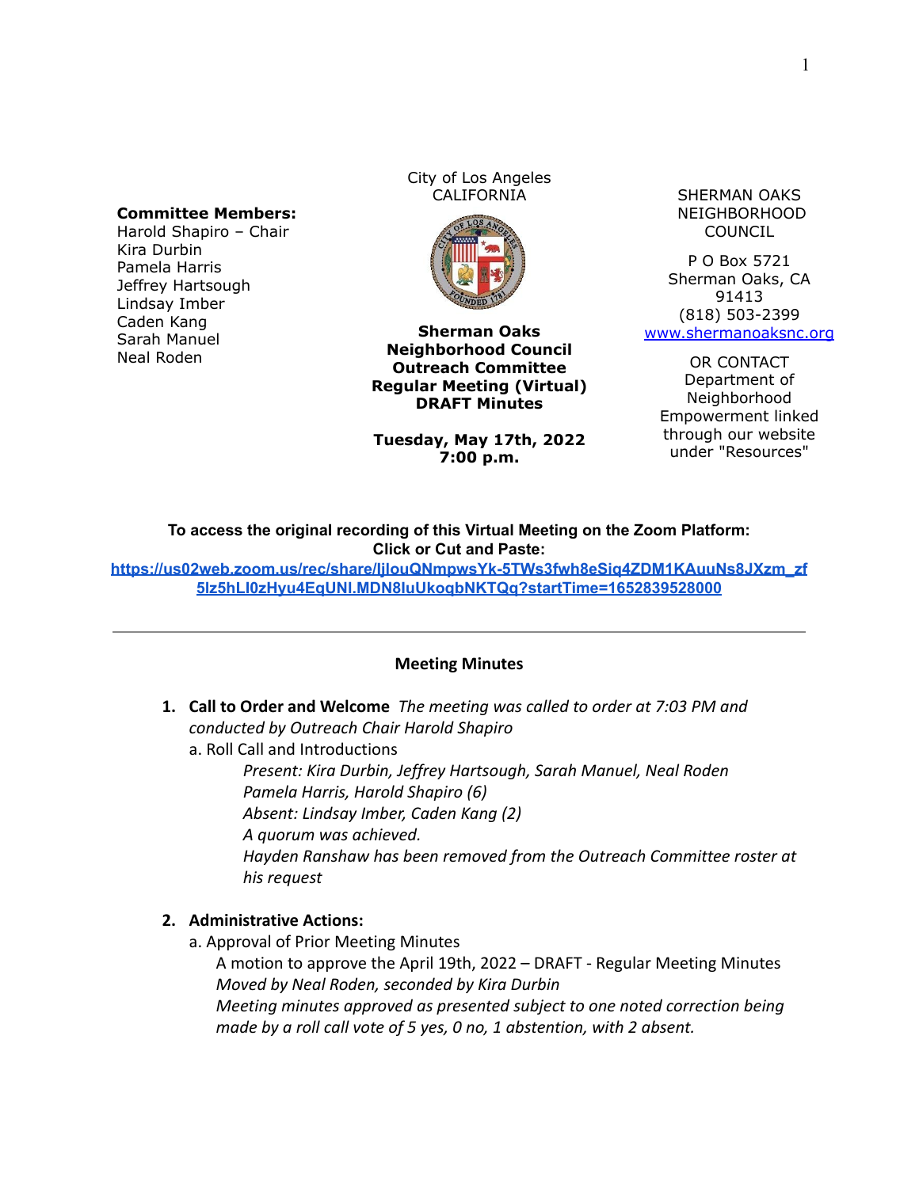**Committee Members:**
Harold Shapiro – Chair
Kira Durbin
Pamela Harris
Jeffrey Hartsough
Lindsay Imber
Caden Kang
Sarah Manuel
Neal Roden

City of Los Angeles
CALIFORNIA

**Sherman Oaks Neighborhood Council Outreach Committee Regular Meeting (Virtual) DRAFT Minutes**

**Tuesday, May 17th, 2022**
**7:00 p.m.**

SHERMAN OAKS NEIGHBORHOOD COUNCIL

P O Box 5721
Sherman Oaks, CA 91413
(818) 503-2399
[www.shermanoaksnc.org](www.shermanoaksnc.org)

OR CONTACT Department of Neighborhood Empowerment linked through our website under "Resources"

**To access the original recording of this Virtual Meeting on the Zoom Platform:**
**Click or Cut and Paste:**
[https://us02web.zoom.us/rec/share/IjIouQNmpwsYk-5TWs3fwh8eSiq4ZDM1KAuuNs8JXzm_zf5lz5hLI0zHyu4EqUNI.MDN8IuUkoqbNKTQq?startTime=1652839528000](https://us02web.zoom.us/rec/share/IjIouQNmpwsYk-5TWs3fwh8eSiq4ZDM1KAuuNs8JXzm_zf5lz5hLI0zHyu4EqUNI.MDN8IuUkoqbNKTQq?startTime=1652839528000)

---

## Meeting Minutes

1. **Call to Order and Welcome** *The meeting was called to order at 7:03 PM and conducted by Outreach Chair Harold Shapiro*
   a. Roll Call and Introductions
      *Present: Kira Durbin, Jeffrey Hartsough, Sarah Manuel, Neal Roden Pamela Harris, Harold Shapiro (6)*
      *Absent: Lindsay Imber, Caden Kang (2)*
      *A quorum was achieved.*
      *Hayden Ranshaw has been removed from the Outreach Committee roster at his request*

2. **Administrative Actions:**
   a. Approval of Prior Meeting Minutes
      A motion to approve the April 19th, 2022 – DRAFT - Regular Meeting Minutes
      *Moved by Neal Roden, seconded by Kira Durbin*
      *Meeting minutes approved as presented subject to one noted correction being made by a roll call vote of 5 yes, 0 no, 1 abstention, with 2 absent.*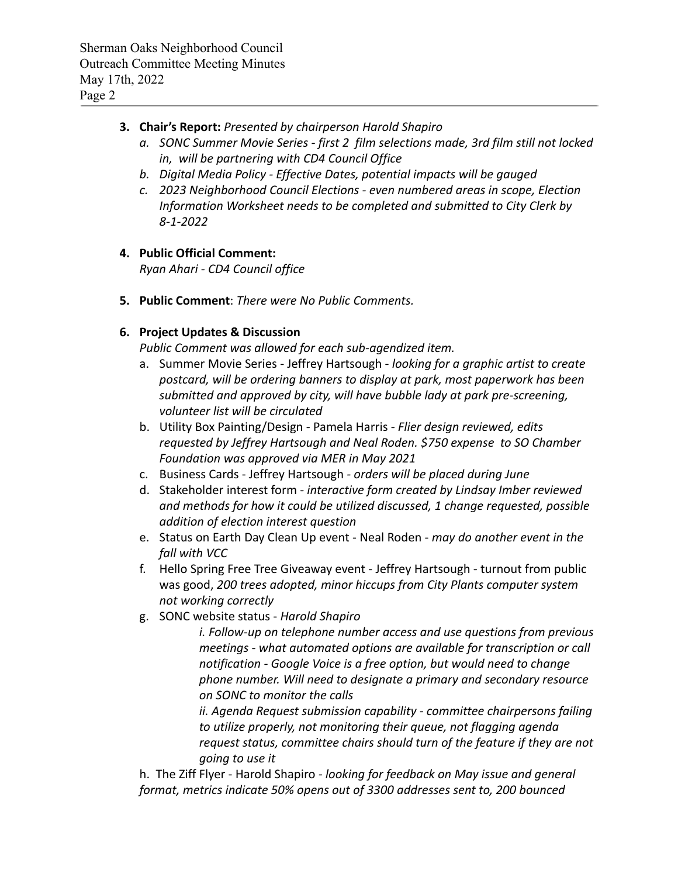3. **Chair's Report:** *Presented by chairperson Harold Shapiro*
   a. *SONC Summer Movie Series - first 2 film selections made, 3rd film still not locked in, will be partnering with CD4 Council Office*
   b. *Digital Media Policy - Effective Dates, potential impacts will be gauged*
   c. *2023 Neighborhood Council Elections - even numbered areas in scope, Election Information Worksheet needs to be completed and submitted to City Clerk by 8-1-2022*

4. **Public Official Comment:**
   *Ryan Ahari - CD4 Council office*

5. **Public Comment**: *There were No Public Comments.*

6. **Project Updates & Discussion**
   *Public Comment was allowed for each sub-agendized item.*
   a. Summer Movie Series - Jeffrey Hartsough - *looking for a graphic artist to create postcard, will be ordering banners to display at park, most paperwork has been submitted and approved by city, will have bubble lady at park pre-screening, volunteer list will be circulated*
   b. Utility Box Painting/Design - Pamela Harris - *Flier design reviewed, edits requested by Jeffrey Hartsough and Neal Roden. $750 expense to SO Chamber Foundation was approved via MER in May 2021*
   c. Business Cards - Jeffrey Hartsough - *orders will be placed during June*
   d. Stakeholder interest form - *interactive form created by Lindsay Imber reviewed and methods for how it could be utilized discussed, 1 change requested, possible addition of election interest question*
   e. Status on Earth Day Clean Up event - Neal Roden - *may do another event in the fall with VCC*
   f. Hello Spring Free Tree Giveaway event - Jeffrey Hartsough - turnout from public was good, *200 trees adopted, minor hiccups from City Plants computer system not working correctly*
   g. SONC website status - *Harold Shapiro*
      *i. Follow-up on telephone number access and use questions from previous meetings - what automated options are available for transcription or call notification - Google Voice is a free option, but would need to change phone number. Will need to designate a primary and secondary resource on SONC to monitor the calls*
      *ii. Agenda Request submission capability - committee chairpersons failing to utilize properly, not monitoring their queue, not flagging agenda request status, committee chairs should turn of the feature if they are not going to use it*

   h. The Ziff Flyer - Harold Shapiro - *looking for feedback on May issue and general format, metrics indicate 50% opens out of 3300 addresses sent to, 200 bounced*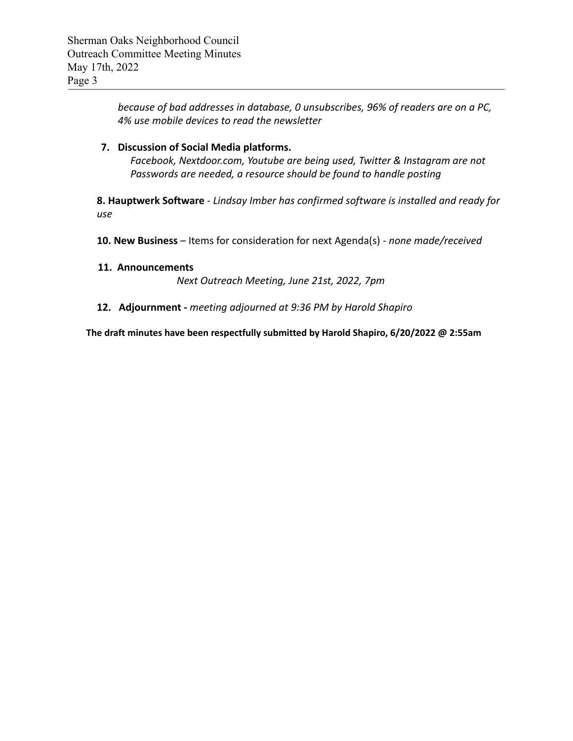*because of bad addresses in database, 0 unsubscribes, 96% of readers are on a PC, 4% use mobile devices to read the newsletter*

**7. Discussion of Social Media platforms.**

*Facebook, Nextdoor.com, Youtube are being used, Twitter & Instagram are not*
*Passwords are needed, a resource should be found to handle posting*

**8. Hauptwerk Software** - *Lindsay Imber has confirmed software is installed and ready for use*

**10. New Business** – Items for consideration for next Agenda(s) - *none made/received*

**11. Announcements**

*Next Outreach Meeting, June 21st, 2022, 7pm*

**12. Adjournment -** *meeting adjourned at 9:36 PM by Harold Shapiro*

**The draft minutes have been respectfully submitted by Harold Shapiro, 6/20/2022 @ 2:55am**